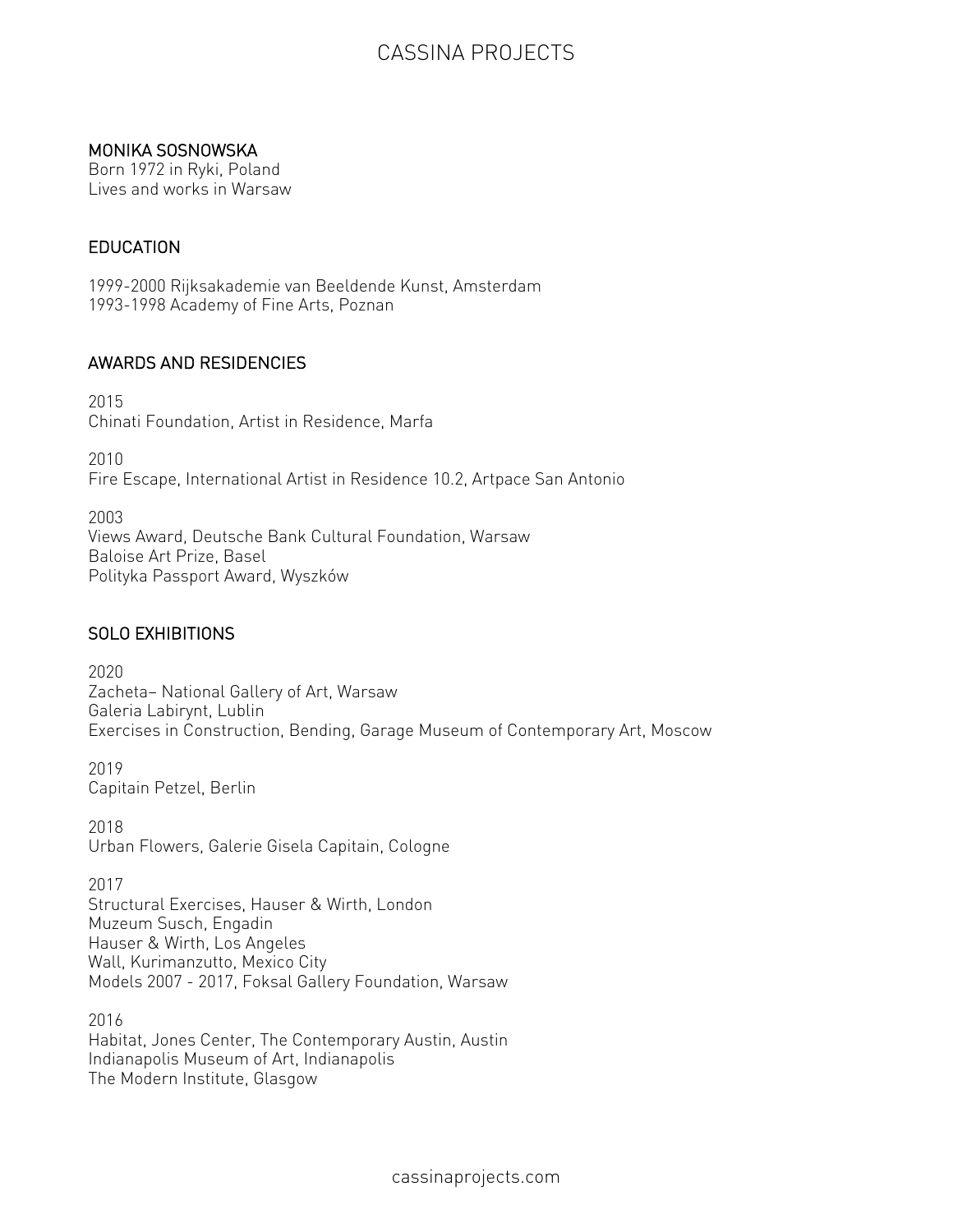# CASSINA PROJECTS

## MONIKA SOSNOWSKA

Born 1972 in Ryki, Poland
Lives and works in Warsaw

## EDUCATION

1999-2000 Rijksakademie van Beeldende Kunst, Amsterdam
1993-1998 Academy of Fine Arts, Poznan

## AWARDS AND RESIDENCIES

2015
Chinati Foundation, Artist in Residence, Marfa

2010
Fire Escape, International Artist in Residence 10.2, Artpace San Antonio

2003
Views Award, Deutsche Bank Cultural Foundation, Warsaw
Baloise Art Prize, Basel
Polityka Passport Award, Wyszków

## SOLO EXHIBITIONS

2020
Zacheta– National Gallery of Art, Warsaw
Galeria Labirynt, Lublin
Exercises in Construction, Bending, Garage Museum of Contemporary Art, Moscow

2019
Capitain Petzel, Berlin

2018
Urban Flowers, Galerie Gisela Capitain, Cologne

2017
Structural Exercises, Hauser & Wirth, London
Muzeum Susch, Engadin
Hauser & Wirth, Los Angeles
Wall, Kurimanzutto, Mexico City
Models 2007 - 2017, Foksal Gallery Foundation, Warsaw

2016
Habitat, Jones Center, The Contemporary Austin, Austin
Indianapolis Museum of Art, Indianapolis
The Modern Institute, Glasgow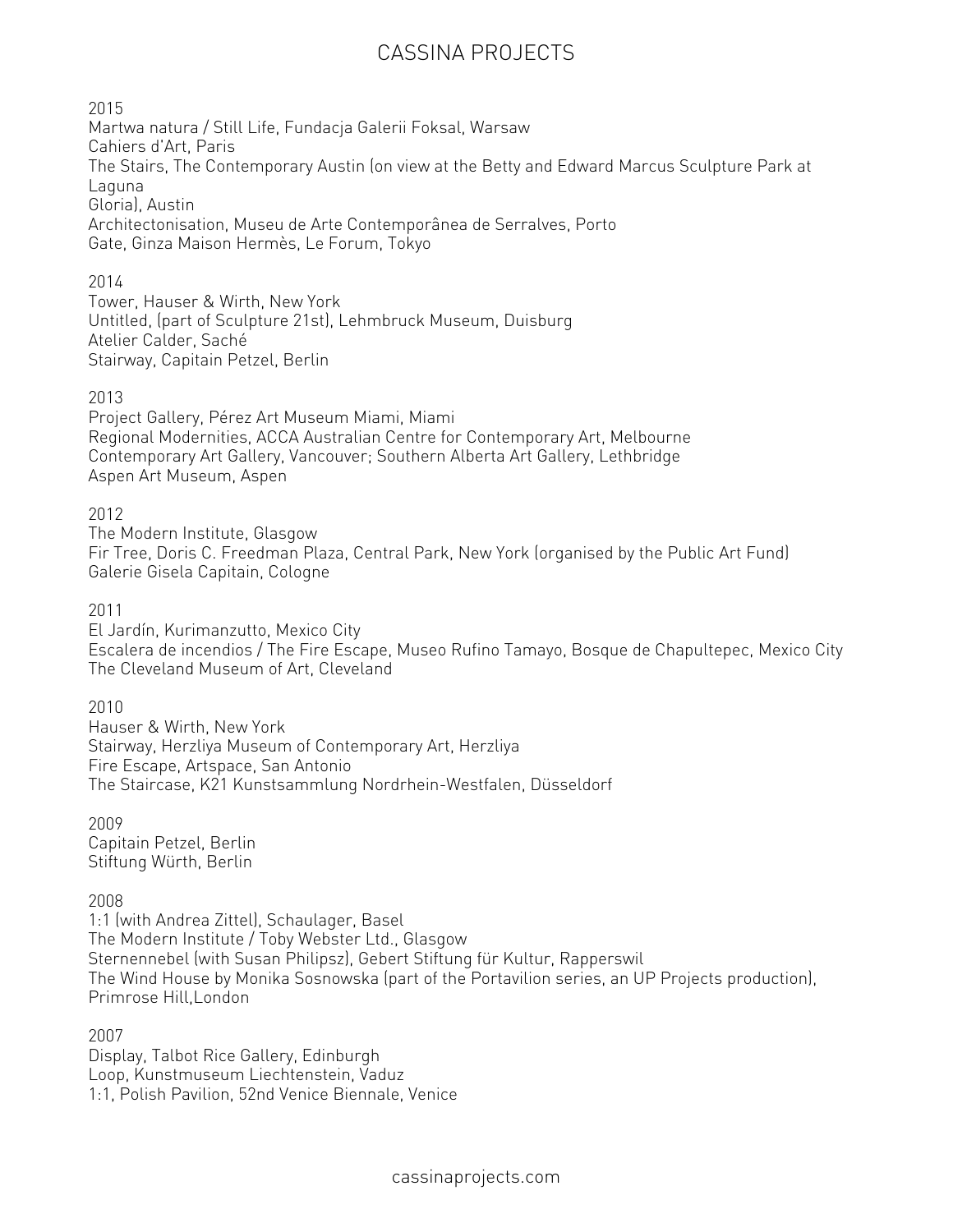2015

Martwa natura / Still Life, Fundacja Galerii Foksal, Warsaw
Cahiers d'Art, Paris
The Stairs, The Contemporary Austin (on view at the Betty and Edward Marcus Sculpture Park at Laguna
Gloria), Austin
Architectonisation, Museu de Arte Contemporânea de Serralves, Porto
Gate, Ginza Maison Hermès, Le Forum, Tokyo

2014

Tower, Hauser & Wirth, New York
Untitled, (part of Sculpture 21st), Lehmbruck Museum, Duisburg
Atelier Calder, Saché
Stairway, Capitain Petzel, Berlin

2013

Project Gallery, Pérez Art Museum Miami, Miami
Regional Modernities, ACCA Australian Centre for Contemporary Art, Melbourne
Contemporary Art Gallery, Vancouver; Southern Alberta Art Gallery, Lethbridge
Aspen Art Museum, Aspen

2012

The Modern Institute, Glasgow
Fir Tree, Doris C. Freedman Plaza, Central Park, New York (organised by the Public Art Fund)
Galerie Gisela Capitain, Cologne

2011

El Jardín, Kurimanzutto, Mexico City
Escalera de incendios / The Fire Escape, Museo Rufino Tamayo, Bosque de Chapultepec, Mexico City
The Cleveland Museum of Art, Cleveland

2010

Hauser & Wirth, New York
Stairway, Herzliya Museum of Contemporary Art, Herzliya
Fire Escape, Artspace, San Antonio
The Staircase, K21 Kunstsammlung Nordrhein-Westfalen, Düsseldorf

2009

Capitain Petzel, Berlin
Stiftung Würth, Berlin

2008

1:1 (with Andrea Zittel), Schaulager, Basel
The Modern Institute / Toby Webster Ltd., Glasgow
Sternennebel (with Susan Philipsz), Gebert Stiftung für Kultur, Rapperswil
The Wind House by Monika Sosnowska (part of the Portavilion series, an UP Projects production), Primrose Hill,London

2007

Display, Talbot Rice Gallery, Edinburgh
Loop, Kunstmuseum Liechtenstein, Vaduz
1:1, Polish Pavilion, 52nd Venice Biennale, Venice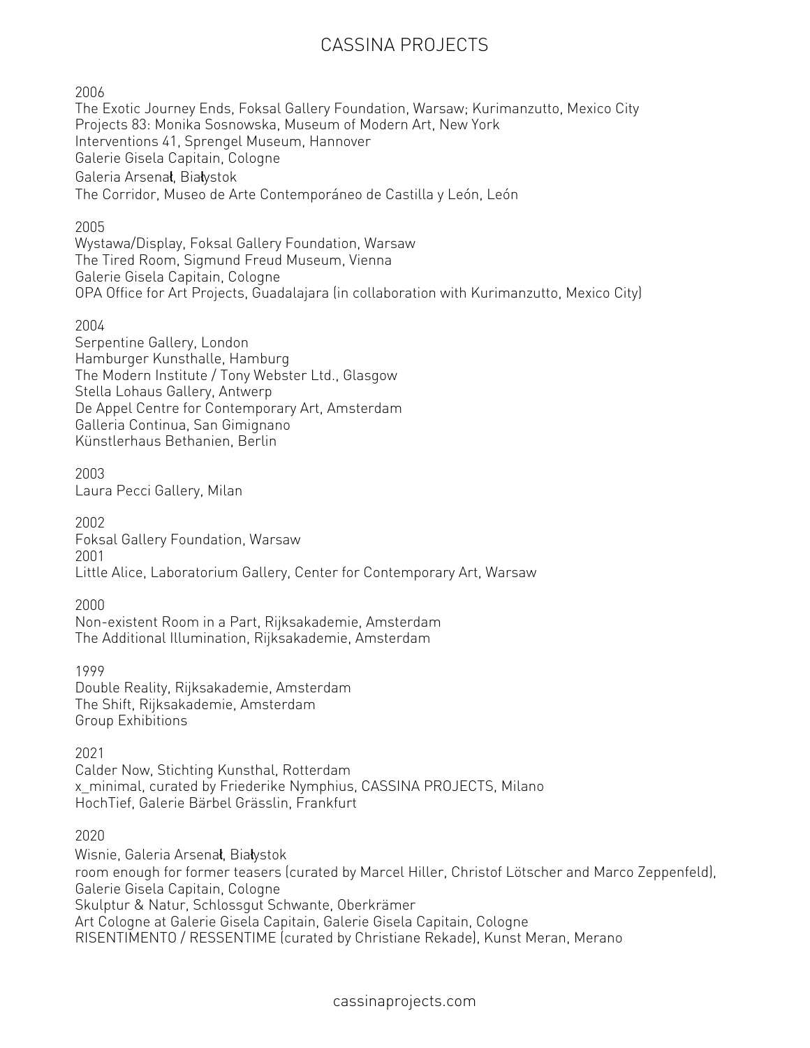2006

The Exotic Journey Ends, Foksal Gallery Foundation, Warsaw; Kurimanzutto, Mexico City
Projects 83: Monika Sosnowska, Museum of Modern Art, New York
Interventions 41, Sprengel Museum, Hannover
Galerie Gisela Capitain, Cologne
Galeria Arsenał, Białystok
The Corridor, Museo de Arte Contemporáneo de Castilla y León, León

2005

Wystawa/Display, Foksal Gallery Foundation, Warsaw
The Tired Room, Sigmund Freud Museum, Vienna
Galerie Gisela Capitain, Cologne
OPA Office for Art Projects, Guadalajara (in collaboration with Kurimanzutto, Mexico City)

2004

Serpentine Gallery, London
Hamburger Kunsthalle, Hamburg
The Modern Institute / Tony Webster Ltd., Glasgow
Stella Lohaus Gallery, Antwerp
De Appel Centre for Contemporary Art, Amsterdam
Galleria Continua, San Gimignano
Künstlerhaus Bethanien, Berlin

2003

Laura Pecci Gallery, Milan

2002

Foksal Gallery Foundation, Warsaw

2001

Little Alice, Laboratorium Gallery, Center for Contemporary Art, Warsaw

2000

Non-existent Room in a Part, Rijksakademie, Amsterdam
The Additional Illumination, Rijksakademie, Amsterdam

1999

Double Reality, Rijksakademie, Amsterdam
The Shift, Rijksakademie, Amsterdam

Group Exhibitions

2021

Calder Now, Stichting Kunsthal, Rotterdam
x_minimal, curated by Friederike Nymphius, CASSINA PROJECTS, Milano
HochTief, Galerie Bärbel Grässlin, Frankfurt

2020

Wisnie, Galeria Arsenał, Białystok
room enough for former teasers (curated by Marcel Hiller, Christof Lötscher and Marco Zeppenfeld), Galerie Gisela Capitain, Cologne
Skulptur & Natur, Schlossgut Schwante, Oberkrämer
Art Cologne at Galerie Gisela Capitain, Galerie Gisela Capitain, Cologne
RISENTIMENTO / RESSENTIME (curated by Christiane Rekade), Kunst Meran, Merano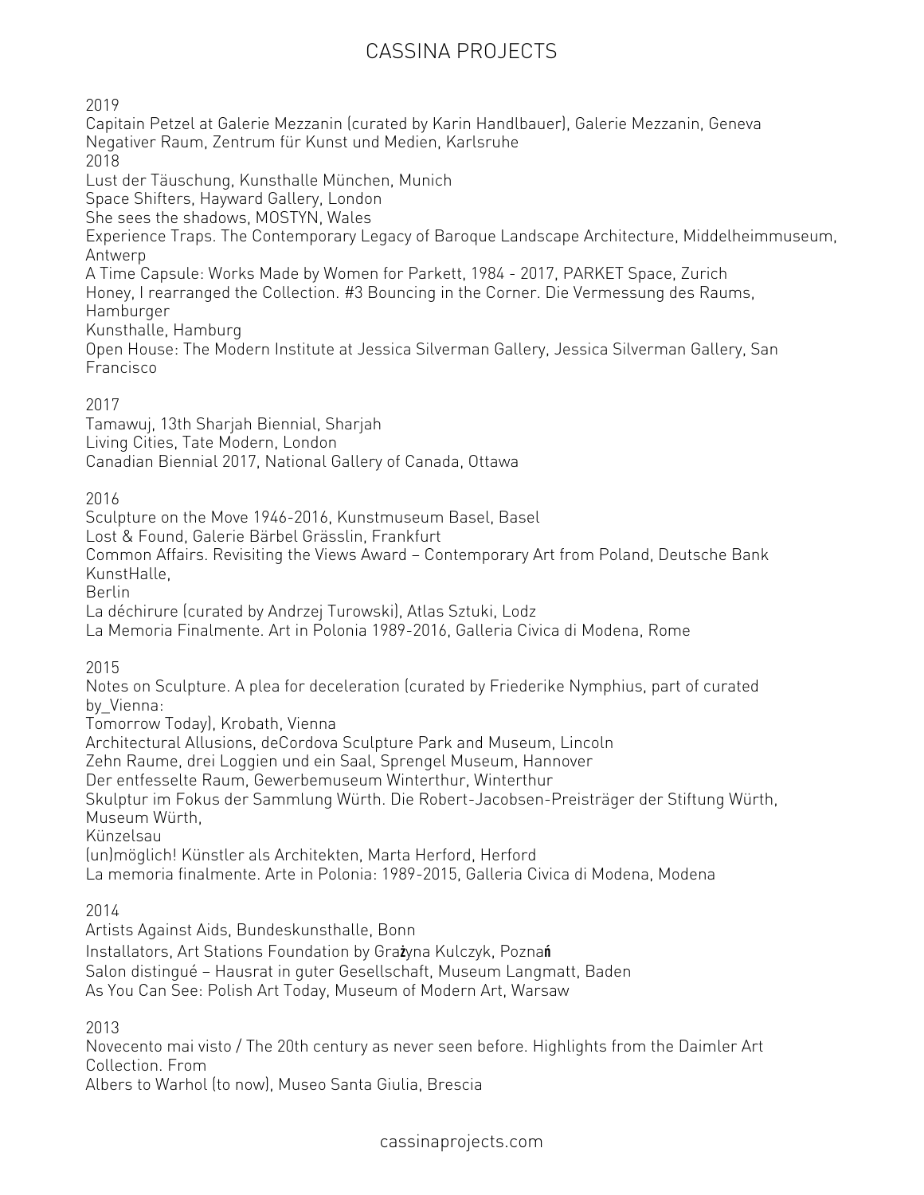2019

Capitain Petzel at Galerie Mezzanin (curated by Karin Handlbauer), Galerie Mezzanin, Geneva
Negativer Raum, Zentrum für Kunst und Medien, Karlsruhe

2018

Lust der Täuschung, Kunsthalle München, Munich
Space Shifters, Hayward Gallery, London
She sees the shadows, MOSTYN, Wales
Experience Traps. The Contemporary Legacy of Baroque Landscape Architecture, Middelheimmuseum, Antwerp
A Time Capsule: Works Made by Women for Parkett, 1984 - 2017, PARKET Space, Zurich
Honey, I rearranged the Collection. #3 Bouncing in the Corner. Die Vermessung des Raums, Hamburger Kunsthalle, Hamburg
Open House: The Modern Institute at Jessica Silverman Gallery, Jessica Silverman Gallery, San Francisco

2017

Tamawuj, 13th Sharjah Biennial, Sharjah
Living Cities, Tate Modern, London
Canadian Biennial 2017, National Gallery of Canada, Ottawa

2016

Sculpture on the Move 1946-2016, Kunstmuseum Basel, Basel
Lost & Found, Galerie Bärbel Grässlin, Frankfurt
Common Affairs. Revisiting the Views Award – Contemporary Art from Poland, Deutsche Bank KunstHalle, Berlin
La déchirure (curated by Andrzej Turowski), Atlas Sztuki, Lodz
La Memoria Finalmente. Art in Polonia 1989-2016, Galleria Civica di Modena, Rome

2015

Notes on Sculpture. A plea for deceleration (curated by Friederike Nymphius, part of curated by_Vienna: Tomorrow Today), Krobath, Vienna
Architectural Allusions, deCordova Sculpture Park and Museum, Lincoln
Zehn Raume, drei Loggien und ein Saal, Sprengel Museum, Hannover
Der entfesselte Raum, Gewerbemuseum Winterthur, Winterthur
Skulptur im Fokus der Sammlung Würth. Die Robert-Jacobsen-Preisträger der Stiftung Würth, Museum Würth, Künzelsau
(un)möglich! Künstler als Architekten, Marta Herford, Herford
La memoria finalmente. Arte in Polonia: 1989-2015, Galleria Civica di Modena, Modena

2014

Artists Against Aids, Bundeskunsthalle, Bonn
Installators, Art Stations Foundation by Grażyna Kulczyk, Poznań
Salon distingué – Hausrat in guter Gesellschaft, Museum Langmatt, Baden
As You Can See: Polish Art Today, Museum of Modern Art, Warsaw

2013

Novecento mai visto / The 20th century as never seen before. Highlights from the Daimler Art Collection. From Albers to Warhol (to now), Museo Santa Giulia, Brescia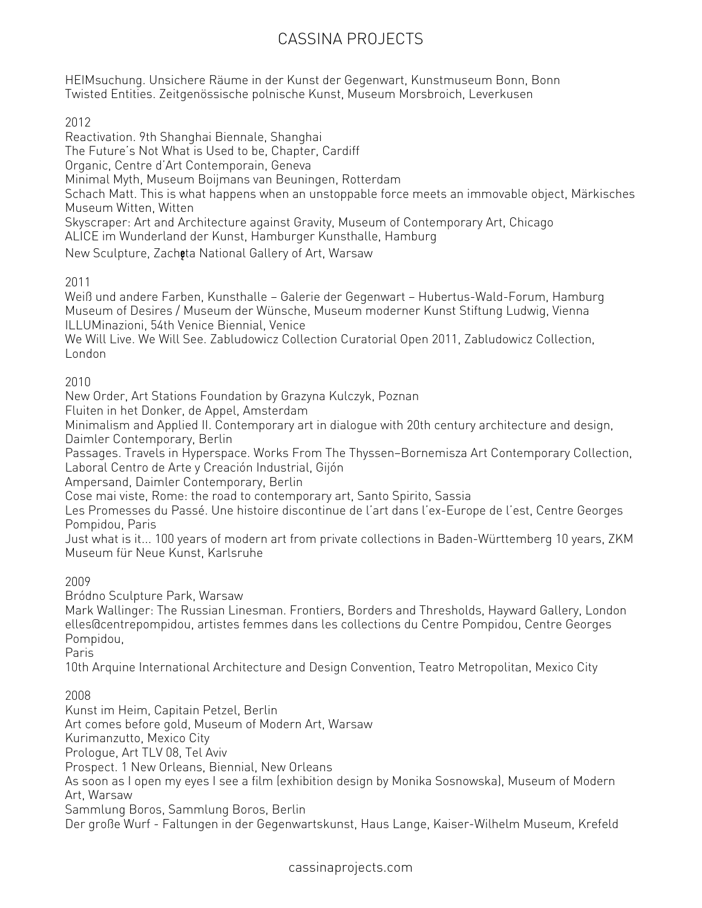HEIMsuchung. Unsichere Räume in der Kunst der Gegenwart, Kunstmuseum Bonn, Bonn
Twisted Entities. Zeitgenössische polnische Kunst, Museum Morsbroich, Leverkusen

2012

Reactivation. 9th Shanghai Biennale, Shanghai
The Future's Not What is Used to be, Chapter, Cardiff
Organic, Centre d'Art Contemporain, Geneva
Minimal Myth, Museum Boijmans van Beuningen, Rotterdam
Schach Matt. This is what happens when an unstoppable force meets an immovable object, Märkisches Museum Witten, Witten
Skyscraper: Art and Architecture against Gravity, Museum of Contemporary Art, Chicago
ALICE im Wunderland der Kunst, Hamburger Kunsthalle, Hamburg
New Sculpture, Zachęta National Gallery of Art, Warsaw

2011

Weiß und andere Farben, Kunsthalle – Galerie der Gegenwart – Hubertus-Wald-Forum, Hamburg
Museum of Desires / Museum der Wünsche, Museum moderner Kunst Stiftung Ludwig, Vienna
ILLUMinazioni, 54th Venice Biennial, Venice
We Will Live. We Will See. Zabludowicz Collection Curatorial Open 2011, Zabludowicz Collection, London

2010

New Order, Art Stations Foundation by Grazyna Kulczyk, Poznan
Fluiten in het Donker, de Appel, Amsterdam
Minimalism and Applied II. Contemporary art in dialogue with 20th century architecture and design, Daimler Contemporary, Berlin
Passages. Travels in Hyperspace. Works From The Thyssen–Bornemisza Art Contemporary Collection, Laboral Centro de Arte y Creación Industrial, Gijón
Ampersand, Daimler Contemporary, Berlin
Cose mai viste, Rome: the road to contemporary art, Santo Spirito, Sassia
Les Promesses du Passé. Une histoire discontinue de l'art dans l'ex-Europe de l'est, Centre Georges Pompidou, Paris
Just what is it... 100 years of modern art from private collections in Baden-Württemberg 10 years, ZKM Museum für Neue Kunst, Karlsruhe

2009

Bródno Sculpture Park, Warsaw
Mark Wallinger: The Russian Linesman. Frontiers, Borders and Thresholds, Hayward Gallery, London
elles@centrepompidou, artistes femmes dans les collections du Centre Pompidou, Centre Georges Pompidou,
Paris
10th Arquine International Architecture and Design Convention, Teatro Metropolitan, Mexico City

2008

Kunst im Heim, Capitain Petzel, Berlin
Art comes before gold, Museum of Modern Art, Warsaw
Kurimanzutto, Mexico City
Prologue, Art TLV 08, Tel Aviv
Prospect. 1 New Orleans, Biennial, New Orleans
As soon as I open my eyes I see a film (exhibition design by Monika Sosnowska), Museum of Modern Art, Warsaw
Sammlung Boros, Sammlung Boros, Berlin
Der große Wurf - Faltungen in der Gegenwartskunst, Haus Lange, Kaiser-Wilhelm Museum, Krefeld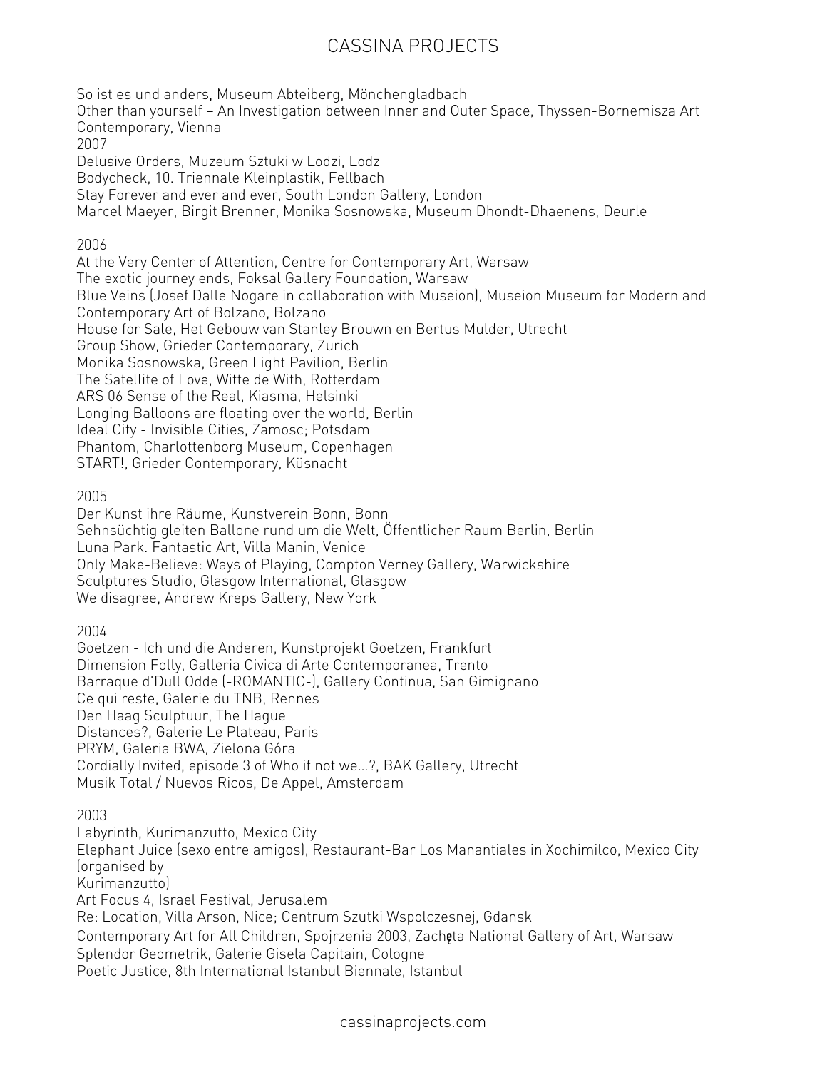So ist es und anders, Museum Abteiberg, Mönchengladbach
Other than yourself – An Investigation between Inner and Outer Space, Thyssen-Bornemisza Art Contemporary, Vienna

2007

Delusive Orders, Muzeum Sztuki w Lodzi, Lodz
Bodycheck, 10. Triennale Kleinplastik, Fellbach
Stay Forever and ever and ever, South London Gallery, London
Marcel Maeyer, Birgit Brenner, Monika Sosnowska, Museum Dhondt-Dhaenens, Deurle

2006

At the Very Center of Attention, Centre for Contemporary Art, Warsaw
The exotic journey ends, Foksal Gallery Foundation, Warsaw
Blue Veins (Josef Dalle Nogare in collaboration with Museion), Museion Museum for Modern and Contemporary Art of Bolzano, Bolzano
House for Sale, Het Gebouw van Stanley Brouwn en Bertus Mulder, Utrecht
Group Show, Grieder Contemporary, Zurich
Monika Sosnowska, Green Light Pavilion, Berlin
The Satellite of Love, Witte de With, Rotterdam
ARS 06 Sense of the Real, Kiasma, Helsinki
Longing Balloons are floating over the world, Berlin
Ideal City - Invisible Cities, Zamosc; Potsdam
Phantom, Charlottenborg Museum, Copenhagen
START!, Grieder Contemporary, Küsnacht

2005

Der Kunst ihre Räume, Kunstverein Bonn, Bonn
Sehnsüchtig gleiten Ballone rund um die Welt, Öffentlicher Raum Berlin, Berlin
Luna Park. Fantastic Art, Villa Manin, Venice
Only Make-Believe: Ways of Playing, Compton Verney Gallery, Warwickshire
Sculptures Studio, Glasgow International, Glasgow
We disagree, Andrew Kreps Gallery, New York

2004

Goetzen - Ich und die Anderen, Kunstprojekt Goetzen, Frankfurt
Dimension Folly, Galleria Civica di Arte Contemporanea, Trento
Barraque d'Dull Odde (-ROMANTIC-), Gallery Continua, San Gimignano
Ce qui reste, Galerie du TNB, Rennes
Den Haag Sculptuur, The Hague
Distances?, Galerie Le Plateau, Paris
PRYM, Galeria BWA, Zielona Góra
Cordially Invited, episode 3 of Who if not we...?, BAK Gallery, Utrecht
Musik Total / Nuevos Ricos, De Appel, Amsterdam

2003

Labyrinth, Kurimanzutto, Mexico City
Elephant Juice (sexo entre amigos), Restaurant-Bar Los Manantiales in Xochimilco, Mexico City (organised by Kurimanzutto)
Art Focus 4, Israel Festival, Jerusalem
Re: Location, Villa Arson, Nice; Centrum Szutki Wspolczesnej, Gdansk
Contemporary Art for All Children, Spojrzenia 2003, Zachęta National Gallery of Art, Warsaw
Splendor Geometrik, Galerie Gisela Capitain, Cologne
Poetic Justice, 8th International Istanbul Biennale, Istanbul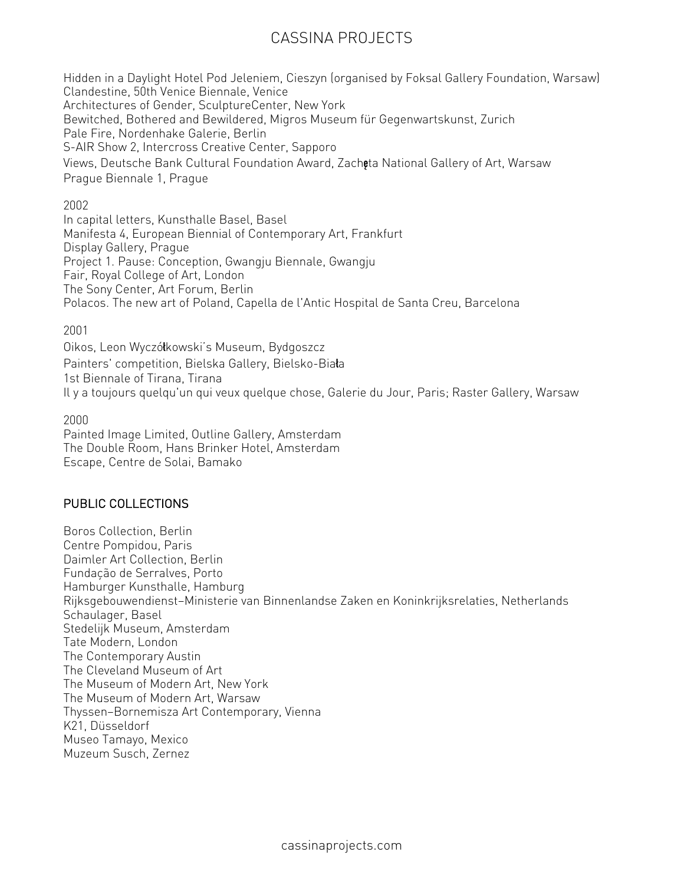Hidden in a Daylight Hotel Pod Jeleniem, Cieszyn (organised by Foksal Gallery Foundation, Warsaw)
Clandestine, 50th Venice Biennale, Venice
Architectures of Gender, SculptureCenter, New York
Bewitched, Bothered and Bewildered, Migros Museum für Gegenwartskunst, Zurich
Pale Fire, Nordenhake Galerie, Berlin
S-AIR Show 2, Intercross Creative Center, Sapporo
Views, Deutsche Bank Cultural Foundation Award, Zachęta National Gallery of Art, Warsaw
Prague Biennale 1, Prague

2002
In capital letters, Kunsthalle Basel, Basel
Manifesta 4, European Biennial of Contemporary Art, Frankfurt
Display Gallery, Prague
Project 1. Pause: Conception, Gwangju Biennale, Gwangju
Fair, Royal College of Art, London
The Sony Center, Art Forum, Berlin
Polacos. The new art of Poland, Capella de l'Antic Hospital de Santa Creu, Barcelona

2001
Oikos, Leon Wyczółkowski's Museum, Bydgoszcz
Painters' competition, Bielska Gallery, Bielsko-Biała
1st Biennale of Tirana, Tirana
Il y a toujours quelqu'un qui veux quelque chose, Galerie du Jour, Paris; Raster Gallery, Warsaw

2000
Painted Image Limited, Outline Gallery, Amsterdam
The Double Room, Hans Brinker Hotel, Amsterdam
Escape, Centre de Solai, Bamako

## PUBLIC COLLECTIONS

Boros Collection, Berlin
Centre Pompidou, Paris
Daimler Art Collection, Berlin
Fundação de Serralves, Porto
Hamburger Kunsthalle, Hamburg
Rijksgebouwendienst–Ministerie van Binnenlandse Zaken en Koninkrijksrelaties, Netherlands
Schaulager, Basel
Stedelijk Museum, Amsterdam
Tate Modern, London
The Contemporary Austin
The Cleveland Museum of Art
The Museum of Modern Art, New York
The Museum of Modern Art, Warsaw
Thyssen–Bornemisza Art Contemporary, Vienna
K21, Düsseldorf
Museo Tamayo, Mexico
Muzeum Susch, Zernez